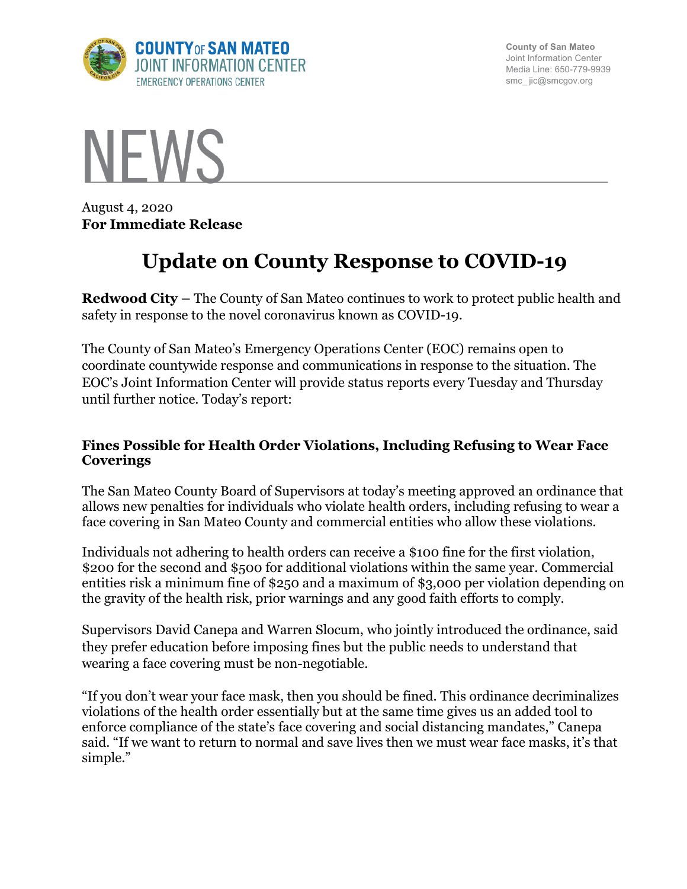**COUNTY OF SAN MATEO**
**JOINT INFORMATION CENTER**
EMERGENCY OPERATIONS CENTER

County of San Mateo
Joint Information Center
Media Line: 650-779-9939
smc_jic@smcgov.org

# NEWS

August 4, 2020
**For Immediate Release**

## Update on County Response to COVID-19

**Redwood City –** The County of San Mateo continues to work to protect public health and safety in response to the novel coronavirus known as COVID-19.

The County of San Mateo's Emergency Operations Center (EOC) remains open to coordinate countywide response and communications in response to the situation. The EOC's Joint Information Center will provide status reports every Tuesday and Thursday until further notice. Today's report:

### Fines Possible for Health Order Violations, Including Refusing to Wear Face Coverings

The San Mateo County Board of Supervisors at today's meeting approved an ordinance that allows new penalties for individuals who violate health orders, including refusing to wear a face covering in San Mateo County and commercial entities who allow these violations.

Individuals not adhering to health orders can receive a $100 fine for the first violation, $200 for the second and $500 for additional violations within the same year. Commercial entities risk a minimum fine of $250 and a maximum of $3,000 per violation depending on the gravity of the health risk, prior warnings and any good faith efforts to comply.

Supervisors David Canepa and Warren Slocum, who jointly introduced the ordinance, said they prefer education before imposing fines but the public needs to understand that wearing a face covering must be non-negotiable.

"If you don't wear your face mask, then you should be fined. This ordinance decriminalizes violations of the health order essentially but at the same time gives us an added tool to enforce compliance of the state's face covering and social distancing mandates," Canepa said. "If we want to return to normal and save lives then we must wear face masks, it's that simple."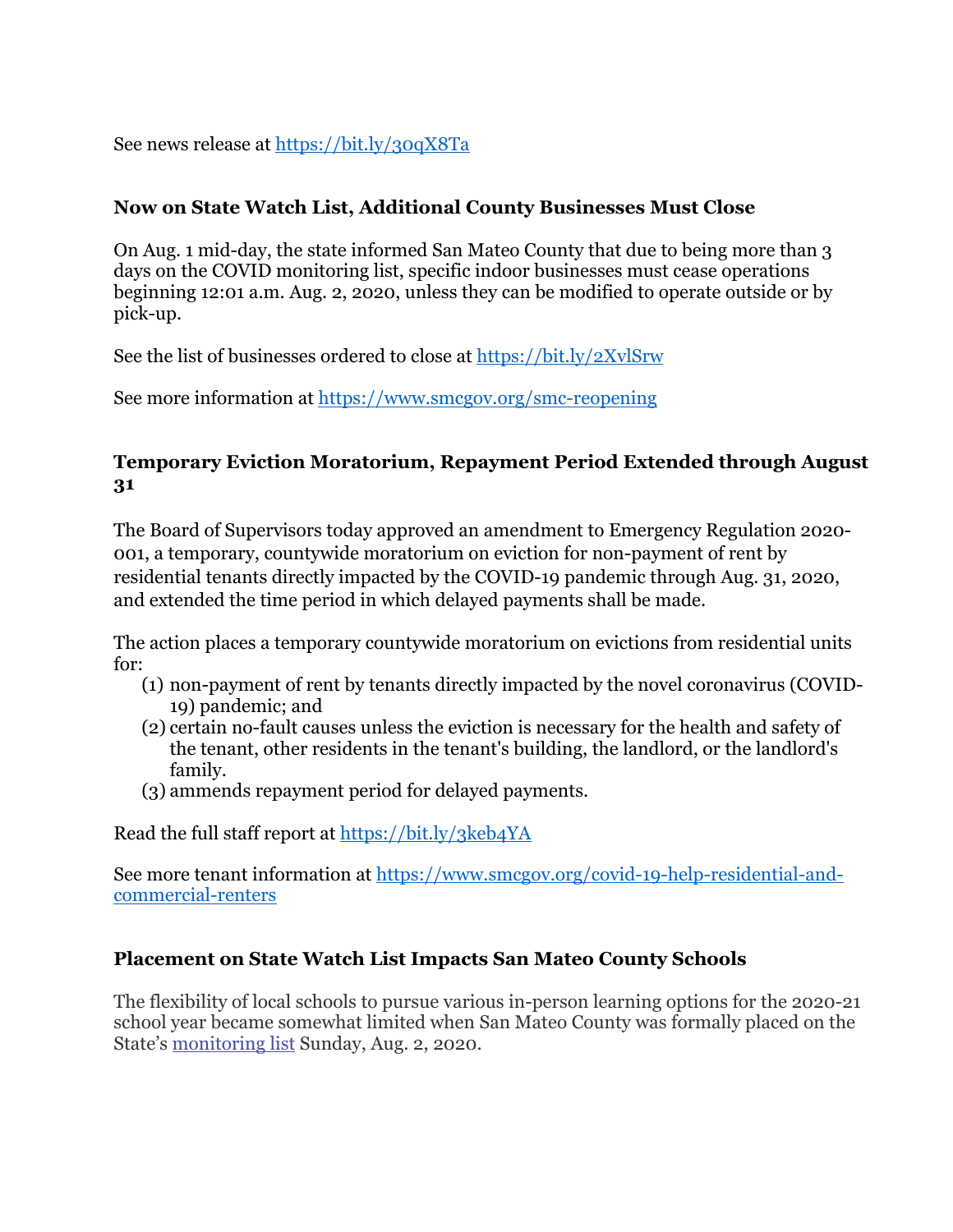See news release at [https://bit.ly/30qX8Ta](https://bit.ly/30qX8Ta)

### Now on State Watch List, Additional County Businesses Must Close

On Aug. 1 mid-day, the state informed San Mateo County that due to being more than 3 days on the COVID monitoring list, specific indoor businesses must cease operations beginning 12:01 a.m. Aug. 2, 2020, unless they can be modified to operate outside or by pick-up.

See the list of businesses ordered to close at [https://bit.ly/2XvlSrw](https://bit.ly/2XvlSrw)

See more information at [https://www.smcgov.org/smc-reopening](https://www.smcgov.org/smc-reopening)

### Temporary Eviction Moratorium, Repayment Period Extended through August 31

The Board of Supervisors today approved an amendment to Emergency Regulation 2020-001, a temporary, countywide moratorium on eviction for non-payment of rent by residential tenants directly impacted by the COVID-19 pandemic through Aug. 31, 2020, and extended the time period in which delayed payments shall be made.

The action places a temporary countywide moratorium on evictions from residential units for:

(1) non-payment of rent by tenants directly impacted by the novel coronavirus (COVID-19) pandemic; and
(2) certain no-fault causes unless the eviction is necessary for the health and safety of the tenant, other residents in the tenant's building, the landlord, or the landlord's family.
(3) ammends repayment period for delayed payments.

Read the full staff report at [https://bit.ly/3keb4YA](https://bit.ly/3keb4YA)

See more tenant information at [https://www.smcgov.org/covid-19-help-residential-and-commercial-renters](https://www.smcgov.org/covid-19-help-residential-and-commercial-renters)

### Placement on State Watch List Impacts San Mateo County Schools

The flexibility of local schools to pursue various in-person learning options for the 2020-21 school year became somewhat limited when San Mateo County was formally placed on the State's monitoring list Sunday, Aug. 2, 2020.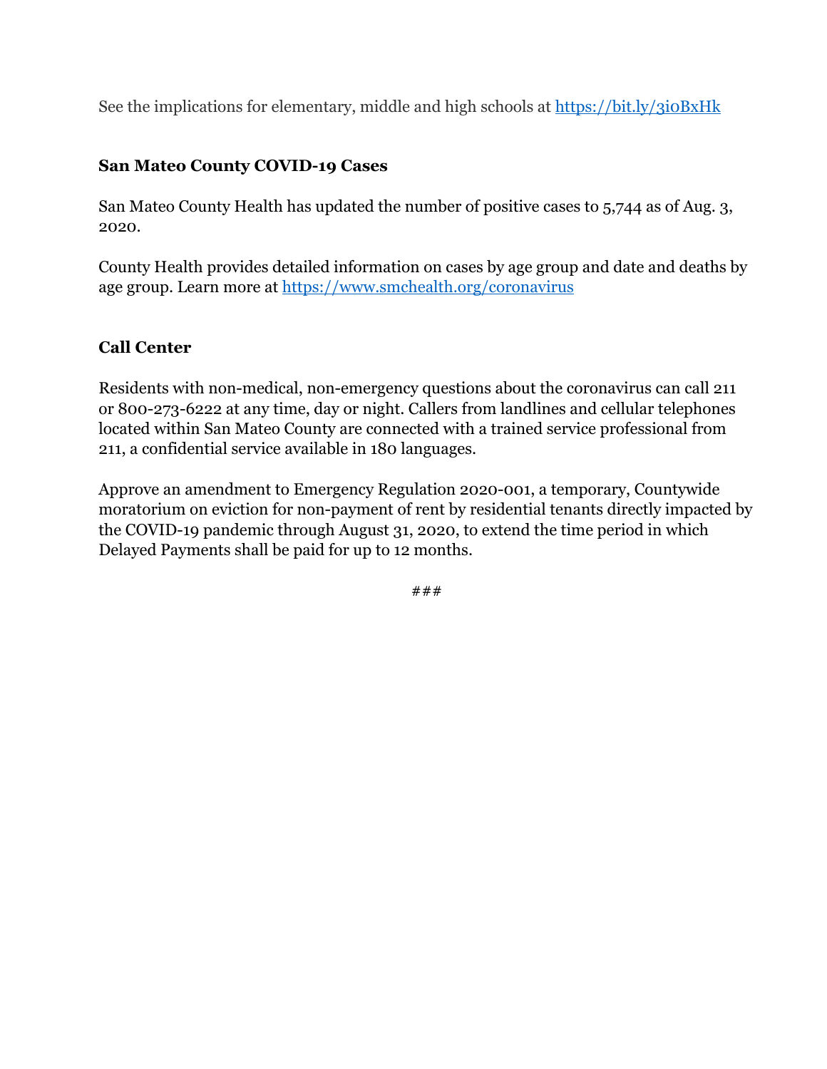See the implications for elementary, middle and high schools at https://bit.ly/3i0BxHk

**San Mateo County COVID-19 Cases**

San Mateo County Health has updated the number of positive cases to 5,744 as of Aug. 3, 2020.

County Health provides detailed information on cases by age group and date and deaths by age group. Learn more at https://www.smchealth.org/coronavirus

**Call Center**

Residents with non-medical, non-emergency questions about the coronavirus can call 211 or 800-273-6222 at any time, day or night. Callers from landlines and cellular telephones located within San Mateo County are connected with a trained service professional from 211, a confidential service available in 180 languages.

Approve an amendment to Emergency Regulation 2020-001, a temporary, Countywide moratorium on eviction for non-payment of rent by residential tenants directly impacted by the COVID-19 pandemic through August 31, 2020, to extend the time period in which Delayed Payments shall be paid for up to 12 months.

###